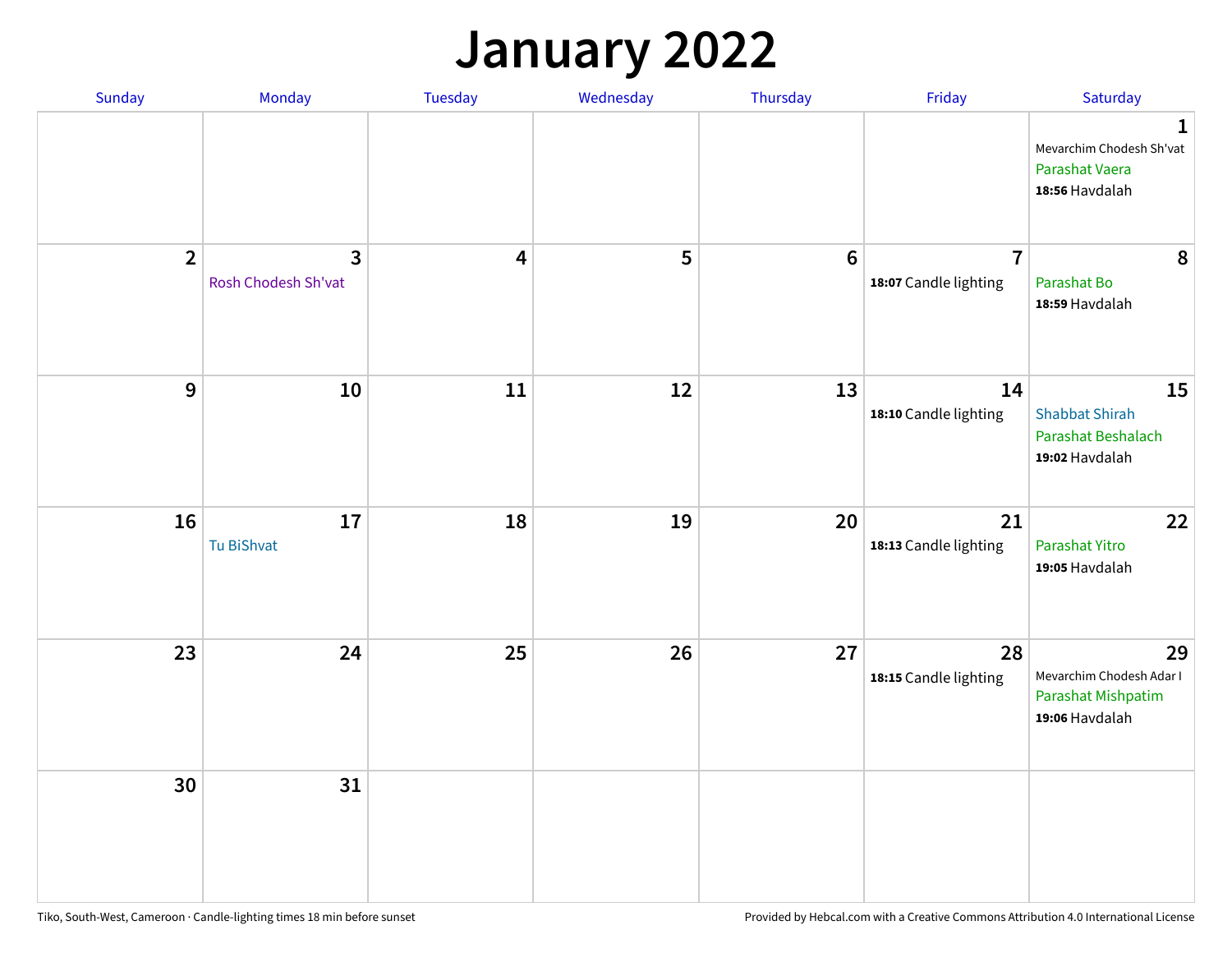# January 2022

| Sunday | Monday | Tuesday | Wednesday | Thursday | Friday | Saturday |
|---|---|---|---|---|---|---|
| | | | | | | **1** Mevarchim Chodesh Sh'vat Parashat Vaera **18:56** Havdalah |
| **2** | **3** Rosh Chodesh Sh'vat | **4** | **5** | **6** | **7** **18:07** Candle lighting | **8** Parashat Bo **18:59** Havdalah |
| **9** | **10** | **11** | **12** | **13** | **14** **18:10** Candle lighting | **15** Shabbat Shirah Parashat Beshalach **19:02** Havdalah |
| **16** | **17** Tu BiShvat | **18** | **19** | **20** | **21** **18:13** Candle lighting | **22** Parashat Yitro **19:05** Havdalah |
| **23** | **24** | **25** | **26** | **27** | **28** **18:15** Candle lighting | **29** Mevarchim Chodesh Adar I Parashat Mishpatim **19:06** Havdalah |
| **30** | **31** | | | | | |

Tiko, South-West, Cameroon · Candle-lighting times 18 min before sunset

Provided by Hebcal.com with a Creative Commons Attribution 4.0 International License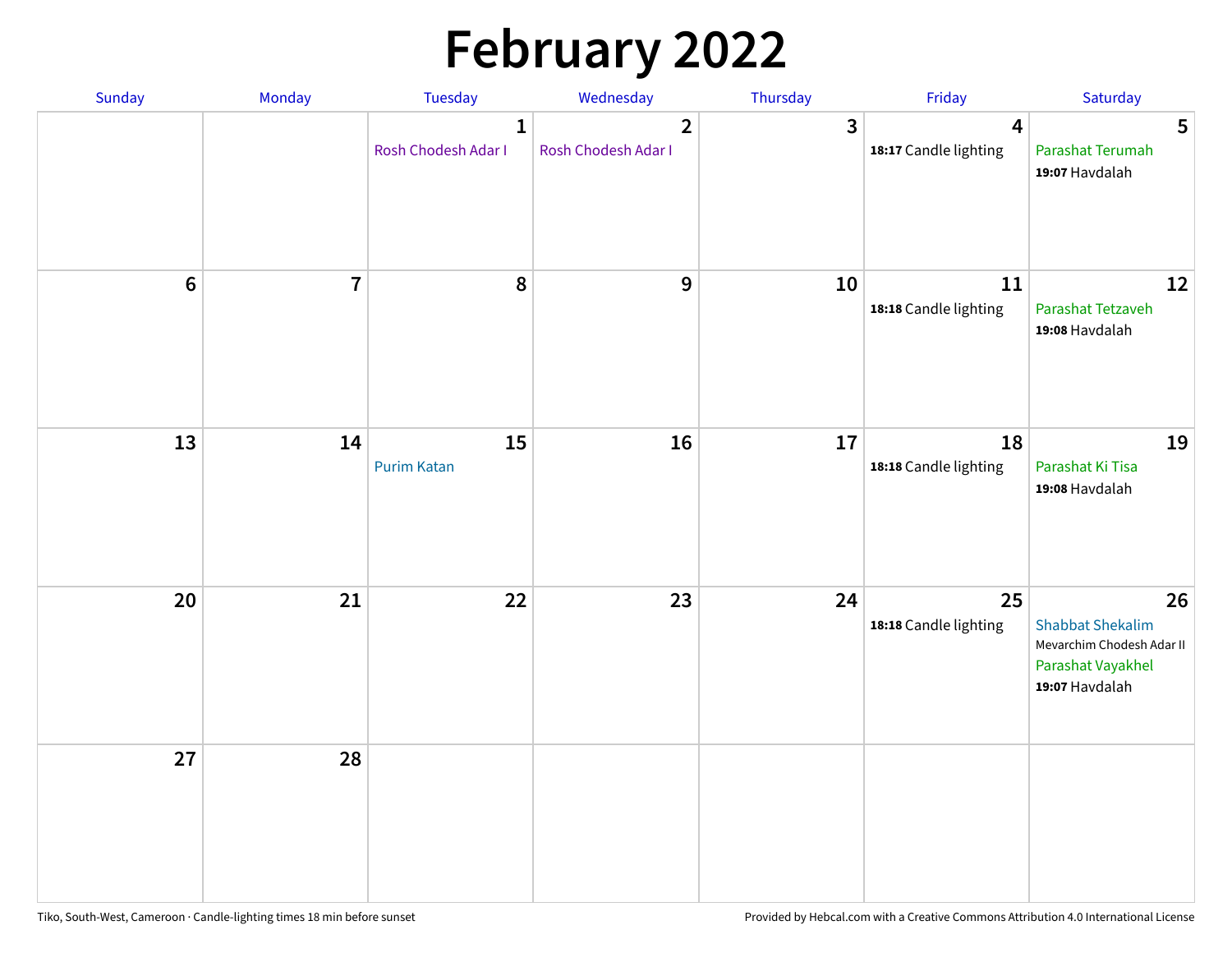# February 2022

| Sunday | Monday | Tuesday | Wednesday | Thursday | Friday | Saturday |
|---|---|---|---|---|---|---|
| | | 1<br>Rosh Chodesh Adar I | 2<br>Rosh Chodesh Adar I | 3 | 4<br>**18:17** Candle lighting | 5<br>Parashat Terumah<br>**19:07** Havdalah |
| 6 | 7 | 8 | 9 | 10 | 11<br>**18:18** Candle lighting | 12<br>Parashat Tetzaveh<br>**19:08** Havdalah |
| 13 | 14 | 15<br>Purim Katan | 16 | 17 | 18<br>**18:18** Candle lighting | 19<br>Parashat Ki Tisa<br>**19:08** Havdalah |
| 20 | 21 | 22 | 23 | 24 | 25<br>**18:18** Candle lighting | 26<br>Shabbat Shekalim<br>Mevarchim Chodesh Adar II<br>Parashat Vayakhel<br>**19:07** Havdalah |
| 27 | 28 | | | | | |

Tiko, South-West, Cameroon · Candle-lighting times 18 min before sunset

Provided by Hebcal.com with a Creative Commons Attribution 4.0 International License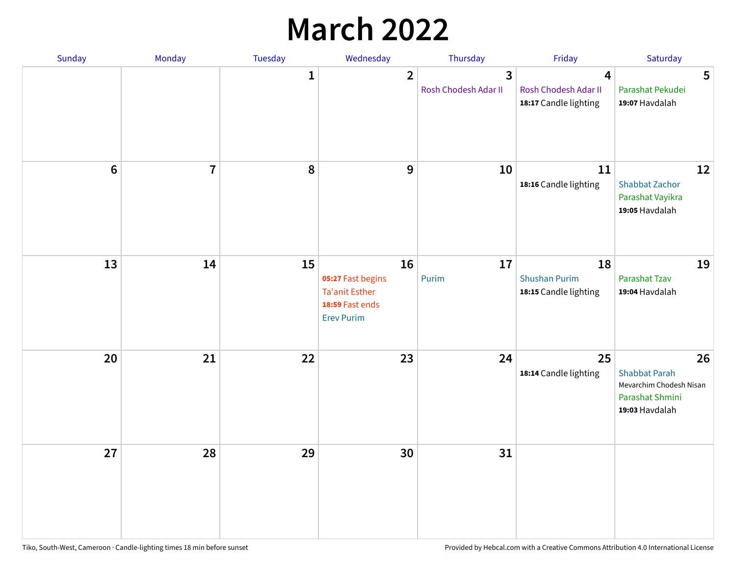# March 2022

| Sunday | Monday | Tuesday | Wednesday | Thursday | Friday | Saturday |
|---|---|---|---|---|---|---|
| | | 1 | 2 | 3<br>Rosh Chodesh Adar II | 4<br>Rosh Chodesh Adar II<br>**18:17** Candle lighting | 5<br>Parashat Pekudei<br>**19:07** Havdalah |
| 6 | 7 | 8 | 9 | 10 | 11<br>**18:16** Candle lighting | 12<br>Shabbat Zachor<br>Parashat Vayikra<br>**19:05** Havdalah |
| 13 | 14 | 15 | 16<br>**05:27** Fast begins<br>Ta'anit Esther<br>**18:59** Fast ends<br>Erev Purim | 17<br>Purim | 18<br>Shushan Purim<br>**18:15** Candle lighting | 19<br>Parashat Tzav<br>**19:04** Havdalah |
| 20 | 21 | 22 | 23 | 24 | 25<br>**18:14** Candle lighting | 26<br>Shabbat Parah<br>Mevarchim Chodesh Nisan<br>Parashat Shmini<br>**19:03** Havdalah |
| 27 | 28 | 29 | 30 | 31 | | |

Tiko, South-West, Cameroon · Candle-lighting times 18 min before sunset

Provided by Hebcal.com with a Creative Commons Attribution 4.0 International License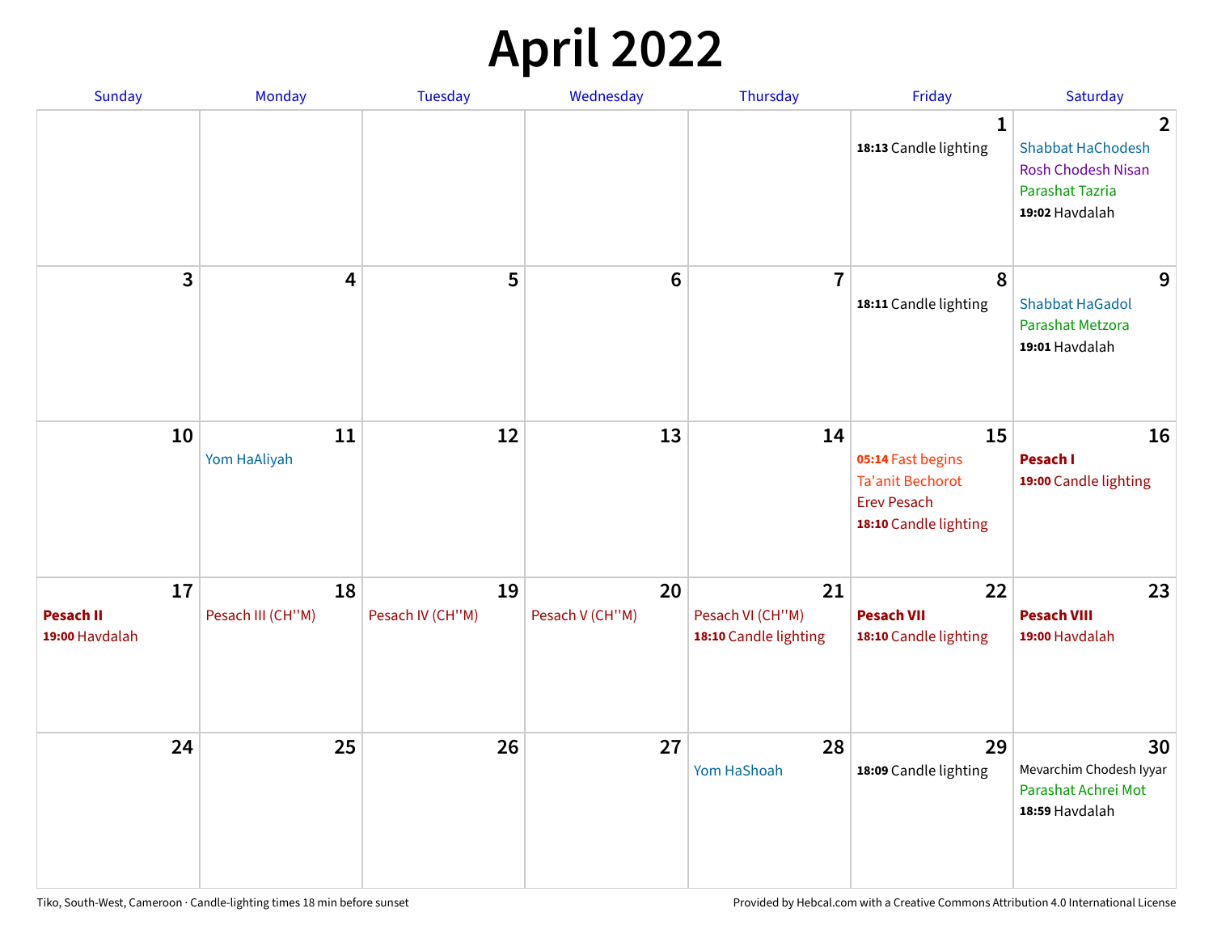# April 2022

| Sunday | Monday | Tuesday | Wednesday | Thursday | Friday | Saturday |
|---|---|---|---|---|---|---|
| | | | | | **1**<br>**18:13** Candle lighting | **2**<br>Shabbat HaChodesh<br>Rosh Chodesh Nisan<br>Parashat Tazria<br>**19:02** Havdalah |
| **3** | **4** | **5** | **6** | **7** | **8**<br>**18:11** Candle lighting | **9**<br>Shabbat HaGadol<br>Parashat Metzora<br>**19:01** Havdalah |
| **10** | **11**<br>Yom HaAliyah | **12** | **13** | **14** | **15**<br>**05:14** Fast begins<br>Ta'anit Bechorot<br>Erev Pesach<br>**18:10** Candle lighting | **16**<br>**Pesach I**<br>**19:00** Candle lighting |
| **17**<br>**Pesach II**<br>**19:00** Havdalah | **18**<br>Pesach III (CH''M) | **19**<br>Pesach IV (CH''M) | **20**<br>Pesach V (CH''M) | **21**<br>Pesach VI (CH''M)<br>**18:10** Candle lighting | **22**<br>**Pesach VII**<br>**18:10** Candle lighting | **23**<br>**Pesach VIII**<br>**19:00** Havdalah |
| **24** | **25** | **26** | **27** | **28**<br>Yom HaShoah | **29**<br>**18:09** Candle lighting | **30**<br>Mevarchim Chodesh Iyyar<br>Parashat Achrei Mot<br>**18:59** Havdalah |

Tiko, South-West, Cameroon · Candle-lighting times 18 min before sunset

Provided by Hebcal.com with a Creative Commons Attribution 4.0 International License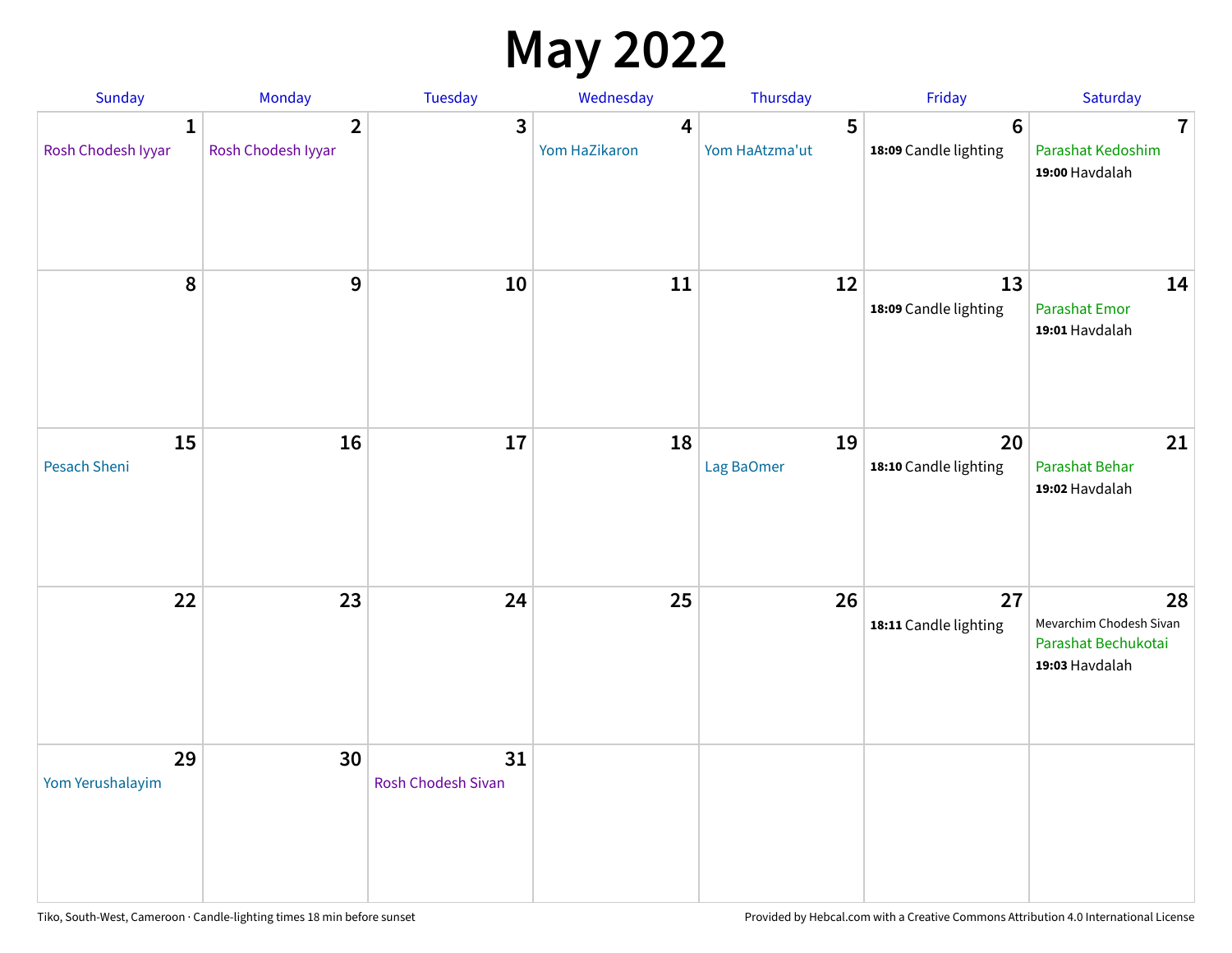# May 2022

| Sunday | Monday | Tuesday | Wednesday | Thursday | Friday | Saturday |
|---|---|---|---|---|---|---|
| **1** Rosh Chodesh Iyyar | **2** Rosh Chodesh Iyyar | **3** | **4** Yom HaZikaron | **5** Yom HaAtzma'ut | **6** **18:09** Candle lighting | **7** Parashat Kedoshim **19:00** Havdalah |
| **8** | **9** | **10** | **11** | **12** | **13** **18:09** Candle lighting | **14** Parashat Emor **19:01** Havdalah |
| **15** Pesach Sheni | **16** | **17** | **18** | **19** Lag BaOmer | **20** **18:10** Candle lighting | **21** Parashat Behar **19:02** Havdalah |
| **22** | **23** | **24** | **25** | **26** | **27** **18:11** Candle lighting | **28** Mevarchim Chodesh Sivan Parashat Bechukotai **19:03** Havdalah |
| **29** Yom Yerushalayim | **30** | **31** Rosh Chodesh Sivan | | | | |

Tiko, South-West, Cameroon · Candle-lighting times 18 min before sunset

Provided by Hebcal.com with a Creative Commons Attribution 4.0 International License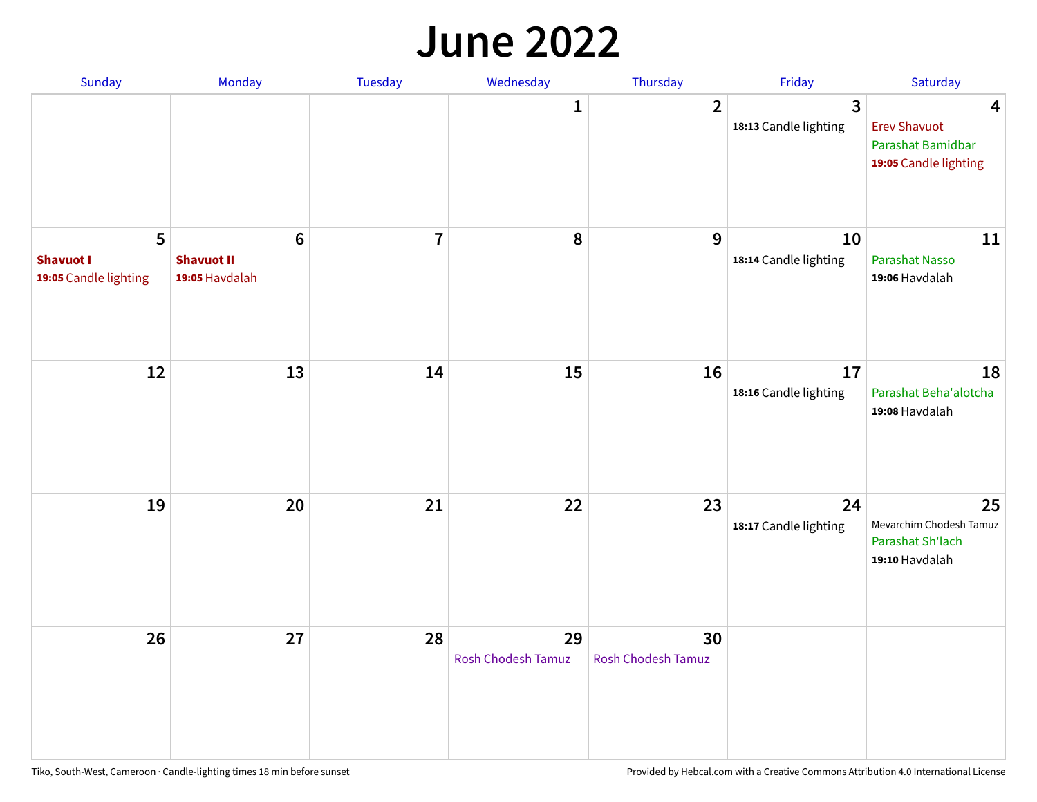# June 2022

| Sunday | Monday | Tuesday | Wednesday | Thursday | Friday | Saturday |
|---|---|---|---|---|---|---|
| | | | 1 | 2 | 3<br>**18:13** Candle lighting | 4<br>Erev Shavuot<br>Parashat Bamidbar<br>**19:05** Candle lighting |
| 5<br>**Shavuot I**<br>**19:05** Candle lighting | 6<br>**Shavuot II**<br>**19:05** Havdalah | 7 | 8 | 9 | 10<br>**18:14** Candle lighting | 11<br>Parashat Nasso<br>**19:06** Havdalah |
| 12 | 13 | 14 | 15 | 16 | 17<br>**18:16** Candle lighting | 18<br>Parashat Beha'alotcha<br>**19:08** Havdalah |
| 19 | 20 | 21 | 22 | 23 | 24<br>**18:17** Candle lighting | 25<br>Mevarchim Chodesh Tamuz<br>Parashat Sh'lach<br>**19:10** Havdalah |
| 26 | 27 | 28 | 29<br>Rosh Chodesh Tamuz | 30<br>Rosh Chodesh Tamuz | | |

Tiko, South-West, Cameroon · Candle-lighting times 18 min before sunset

Provided by Hebcal.com with a Creative Commons Attribution 4.0 International License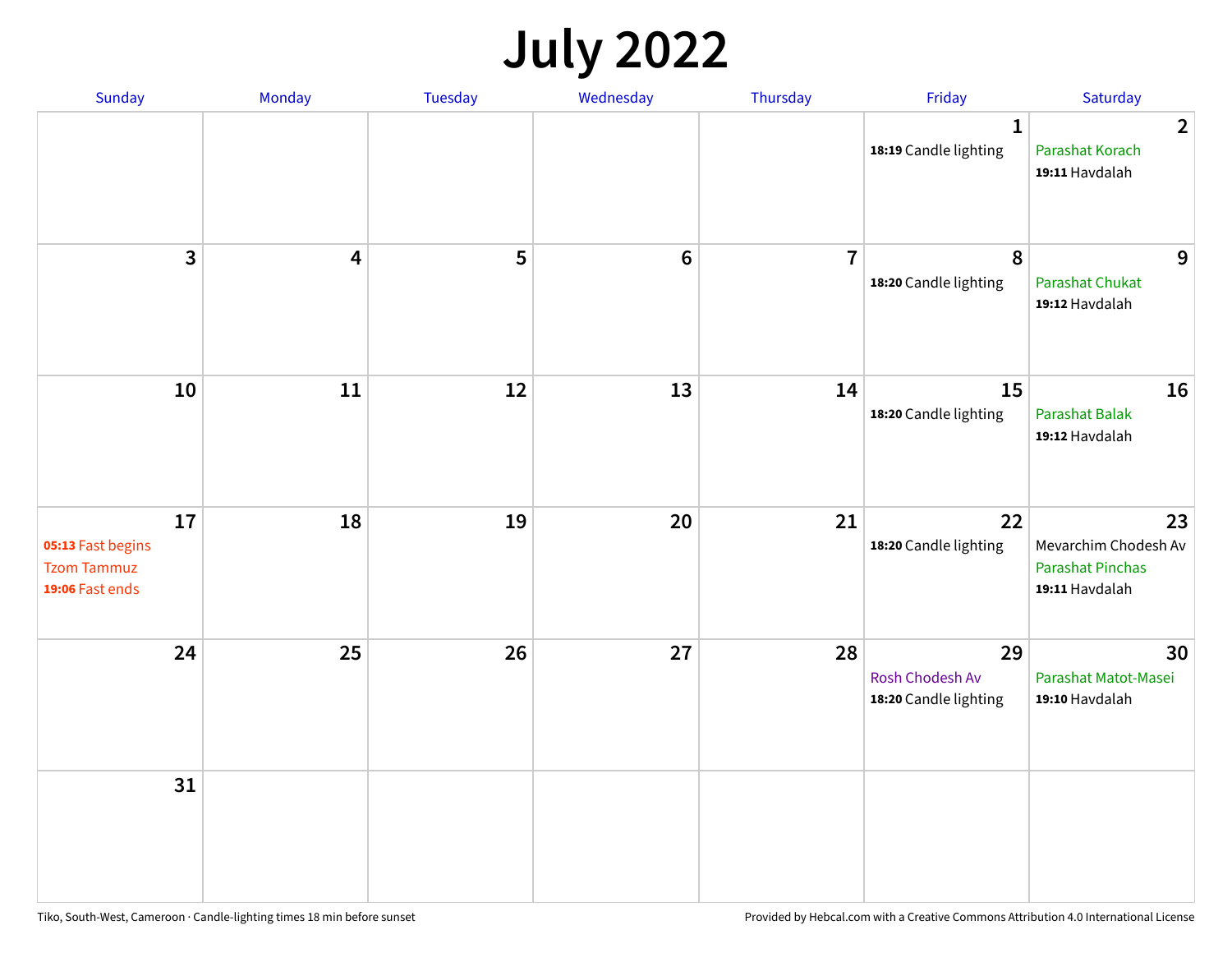# July 2022

| Sunday | Monday | Tuesday | Wednesday | Thursday | Friday | Saturday |
|---|---|---|---|---|---|---|
| | | | | | **1**<br>**18:19** Candle lighting | **2**<br>Parashat Korach<br>**19:11** Havdalah |
| **3** | **4** | **5** | **6** | **7** | **8**<br>**18:20** Candle lighting | **9**<br>Parashat Chukat<br>**19:12** Havdalah |
| **10** | **11** | **12** | **13** | **14** | **15**<br>**18:20** Candle lighting | **16**<br>Parashat Balak<br>**19:12** Havdalah |
| **17**<br>**05:13** Fast begins<br>Tzom Tammuz<br>**19:06** Fast ends | **18** | **19** | **20** | **21** | **22**<br>**18:20** Candle lighting | **23**<br>Mevarchim Chodesh Av<br>Parashat Pinchas<br>**19:11** Havdalah |
| **24** | **25** | **26** | **27** | **28** | **29**<br>Rosh Chodesh Av<br>**18:20** Candle lighting | **30**<br>Parashat Matot-Masei<br>**19:10** Havdalah |
| **31** | | | | | | |

Tiko, South-West, Cameroon · Candle-lighting times 18 min before sunset

Provided by Hebcal.com with a Creative Commons Attribution 4.0 International License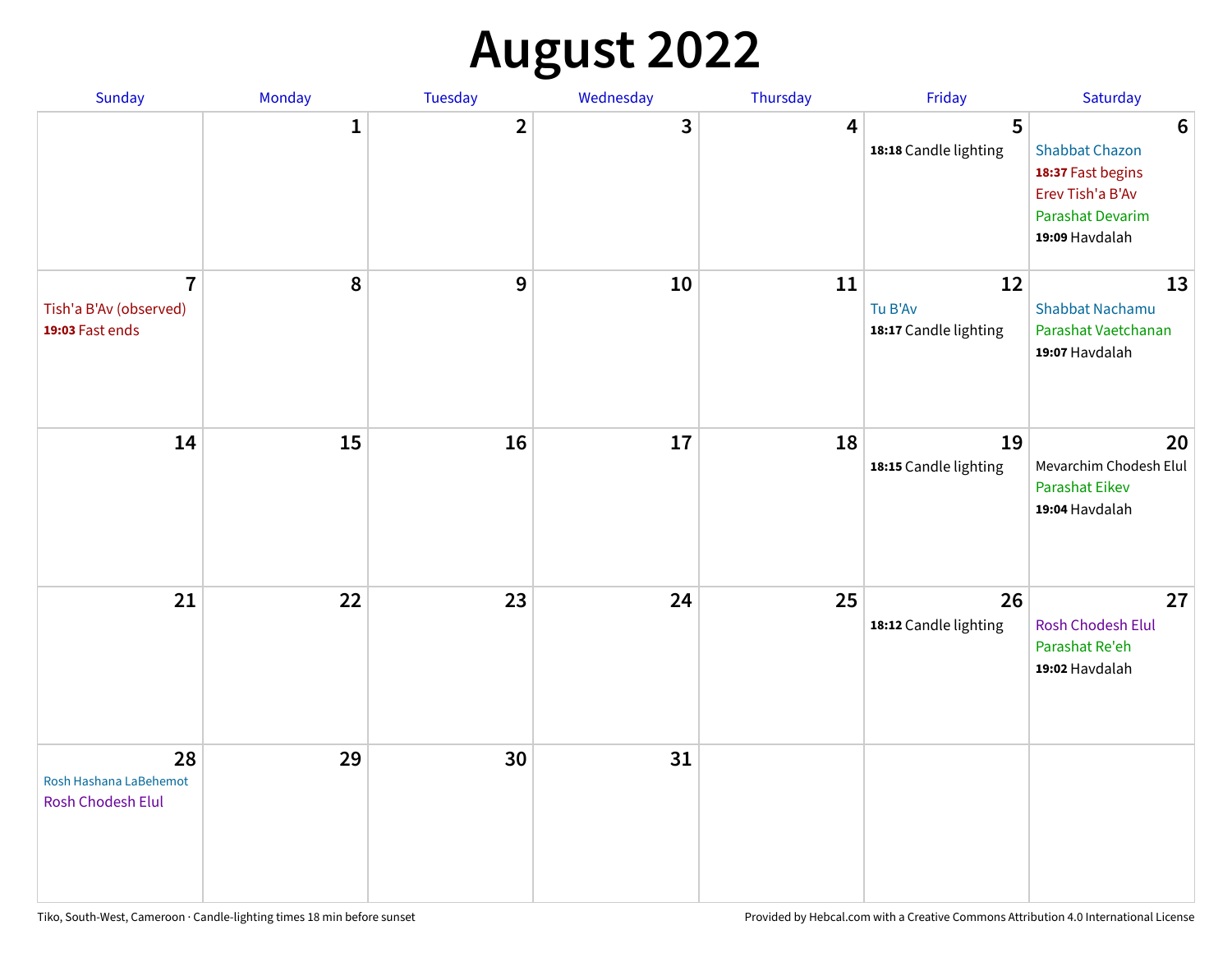# August 2022

| Sunday | Monday | Tuesday | Wednesday | Thursday | Friday | Saturday |
|---|---|---|---|---|---|---|
| | 1 | 2 | 3 | 4 | 5<br>**18:18** Candle lighting | 6<br>Shabbat Chazon<br>**18:37** Fast begins<br>Erev Tish'a B'Av<br>Parashat Devarim<br>**19:09** Havdalah |
| 7<br>Tish'a B'Av (observed)<br>**19:03** Fast ends | 8 | 9 | 10 | 11 | 12<br>Tu B'Av<br>**18:17** Candle lighting | 13<br>Shabbat Nachamu<br>Parashat Vaetchanan<br>**19:07** Havdalah |
| 14 | 15 | 16 | 17 | 18 | 19<br>**18:15** Candle lighting | 20<br>Mevarchim Chodesh Elul<br>Parashat Eikev<br>**19:04** Havdalah |
| 21 | 22 | 23 | 24 | 25 | 26<br>**18:12** Candle lighting | 27<br>Rosh Chodesh Elul<br>Parashat Re'eh<br>**19:02** Havdalah |
| 28<br>Rosh Hashana LaBehemot<br>Rosh Chodesh Elul | 29 | 30 | 31 | | | |

Tiko, South-West, Cameroon · Candle-lighting times 18 min before sunset

Provided by Hebcal.com with a Creative Commons Attribution 4.0 International License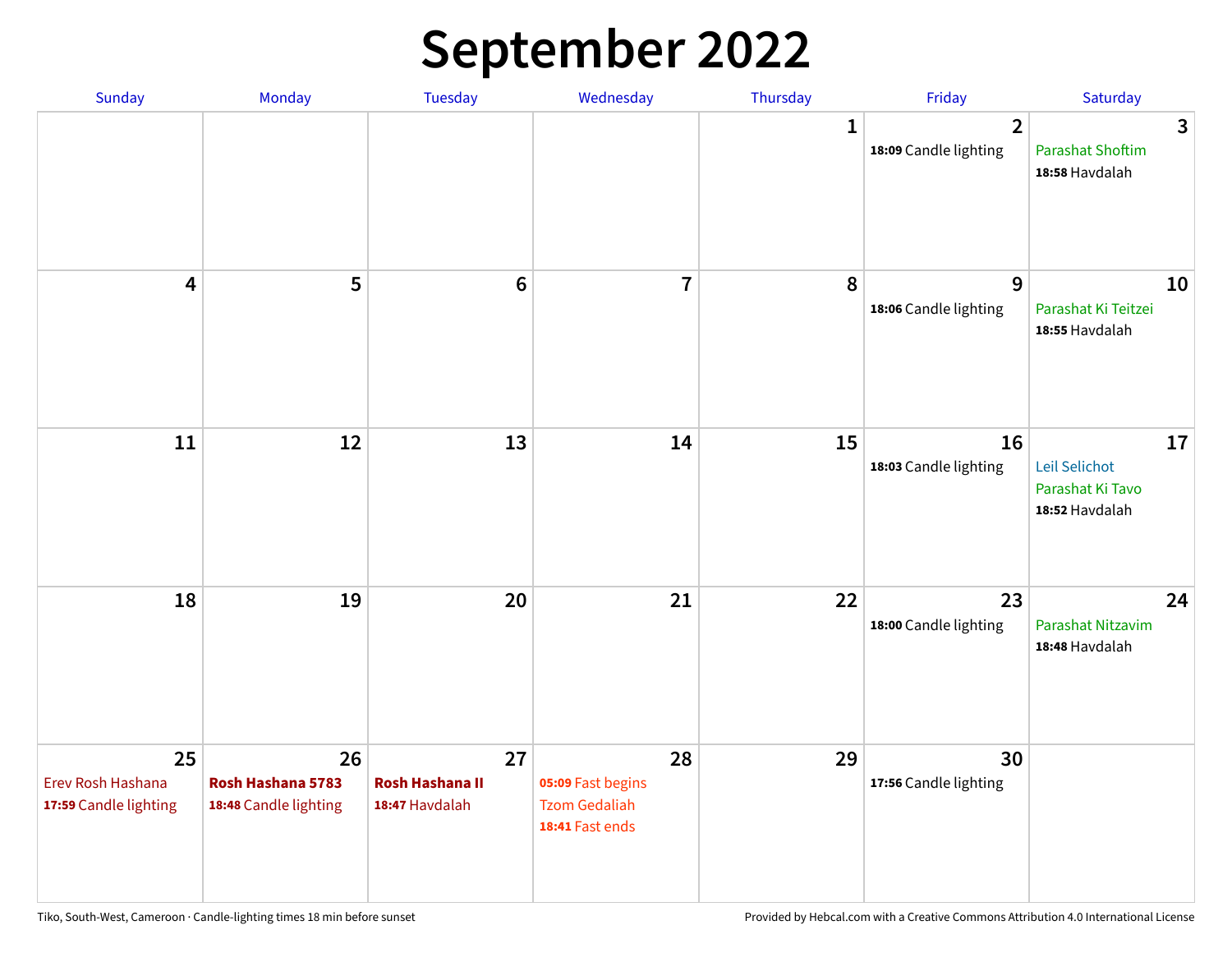# September 2022

| Sunday | Monday | Tuesday | Wednesday | Thursday | Friday | Saturday |
|---|---|---|---|---|---|---|
| | | | | 1 | 2<br>**18:09** Candle lighting | 3<br>Parashat Shoftim<br>**18:58** Havdalah |
| 4 | 5 | 6 | 7 | 8 | 9<br>**18:06** Candle lighting | 10<br>Parashat Ki Teitzei<br>**18:55** Havdalah |
| 11 | 12 | 13 | 14 | 15 | 16<br>**18:03** Candle lighting | 17<br>Leil Selichot<br>Parashat Ki Tavo<br>**18:52** Havdalah |
| 18 | 19 | 20 | 21 | 22 | 23<br>**18:00** Candle lighting | 24<br>Parashat Nitzavim<br>**18:48** Havdalah |
| 25<br>Erev Rosh Hashana<br>**17:59** Candle lighting | 26<br>**Rosh Hashana 5783**<br>**18:48** Candle lighting | 27<br>**Rosh Hashana II**<br>**18:47** Havdalah | 28<br>**05:09** Fast begins<br>Tzom Gedaliah<br>**18:41** Fast ends | 29 | 30<br>**17:56** Candle lighting | |

Tiko, South-West, Cameroon · Candle-lighting times 18 min before sunset

Provided by Hebcal.com with a Creative Commons Attribution 4.0 International License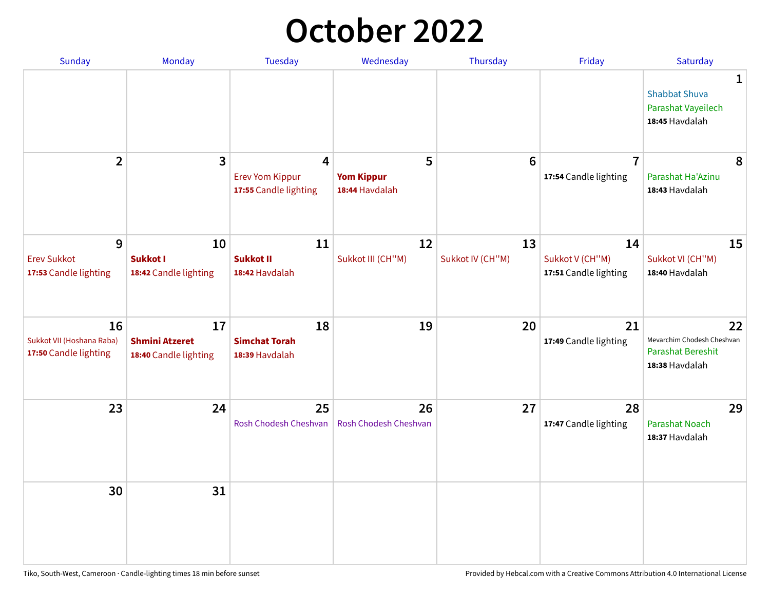# October 2022

| Sunday | Monday | Tuesday | Wednesday | Thursday | Friday | Saturday |
|---|---|---|---|---|---|---|
| | | | | | | **1**<br>Shabbat Shuva<br>Parashat Vayeilech<br>**18:45** Havdalah |
| **2** | **3** | **4**<br>Erev Yom Kippur<br>**17:55** Candle lighting | **5**<br>**Yom Kippur**<br>**18:44** Havdalah | **6** | **7**<br>**17:54** Candle lighting | **8**<br>Parashat Ha'Azinu<br>**18:43** Havdalah |
| **9**<br>Erev Sukkot<br>**17:53** Candle lighting | **10**<br>**Sukkot I**<br>**18:42** Candle lighting | **11**<br>**Sukkot II**<br>**18:42** Havdalah | **12**<br>Sukkot III (CH''M) | **13**<br>Sukkot IV (CH''M) | **14**<br>Sukkot V (CH''M)<br>**17:51** Candle lighting | **15**<br>Sukkot VI (CH''M)<br>**18:40** Havdalah |
| **16**<br>Sukkot VII (Hoshana Raba)<br>**17:50** Candle lighting | **17**<br>**Shmini Atzeret**<br>**18:40** Candle lighting | **18**<br>**Simchat Torah**<br>**18:39** Havdalah | **19** | **20** | **21**<br>**17:49** Candle lighting | **22**<br>Mevarchim Chodesh Cheshvan<br>Parashat Bereshit<br>**18:38** Havdalah |
| **23** | **24** | **25**<br>Rosh Chodesh Cheshvan | **26**<br>Rosh Chodesh Cheshvan | **27** | **28**<br>**17:47** Candle lighting | **29**<br>Parashat Noach<br>**18:37** Havdalah |
| **30** | **31** | | | | | |

Tiko, South-West, Cameroon · Candle-lighting times 18 min before sunset

Provided by Hebcal.com with a Creative Commons Attribution 4.0 International License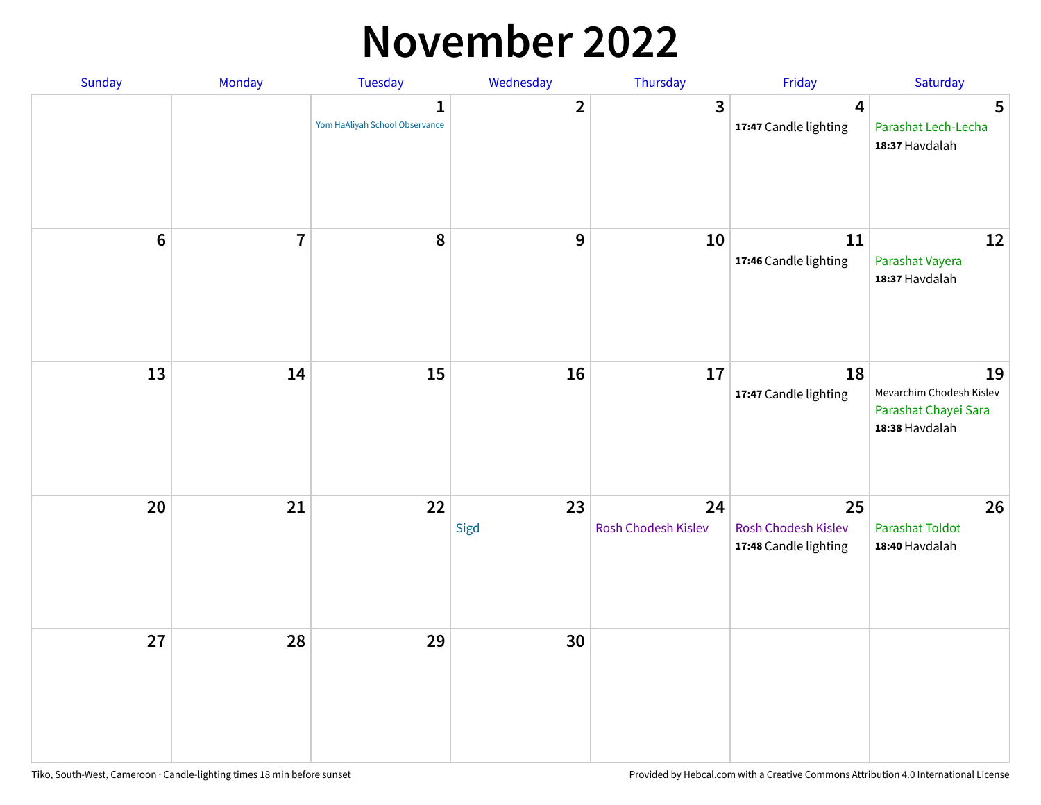# November 2022

| Sunday | Monday | Tuesday | Wednesday | Thursday | Friday | Saturday |
|---|---|---|---|---|---|---|
| | | 1 Yom HaAliyah School Observance | 2 | 3 | 4 **17:47** Candle lighting | 5 Parashat Lech-Lecha **18:37** Havdalah |
| 6 | 7 | 8 | 9 | 10 | 11 **17:46** Candle lighting | 12 Parashat Vayera **18:37** Havdalah |
| 13 | 14 | 15 | 16 | 17 | 18 **17:47** Candle lighting | 19 Mevarchim Chodesh Kislev Parashat Chayei Sara **18:38** Havdalah |
| 20 | 21 | 22 | 23 Sigd | 24 Rosh Chodesh Kislev | 25 Rosh Chodesh Kislev **17:48** Candle lighting | 26 Parashat Toldot **18:40** Havdalah |
| 27 | 28 | 29 | 30 | | | |

Tiko, South-West, Cameroon · Candle-lighting times 18 min before sunset

Provided by Hebcal.com with a Creative Commons Attribution 4.0 International License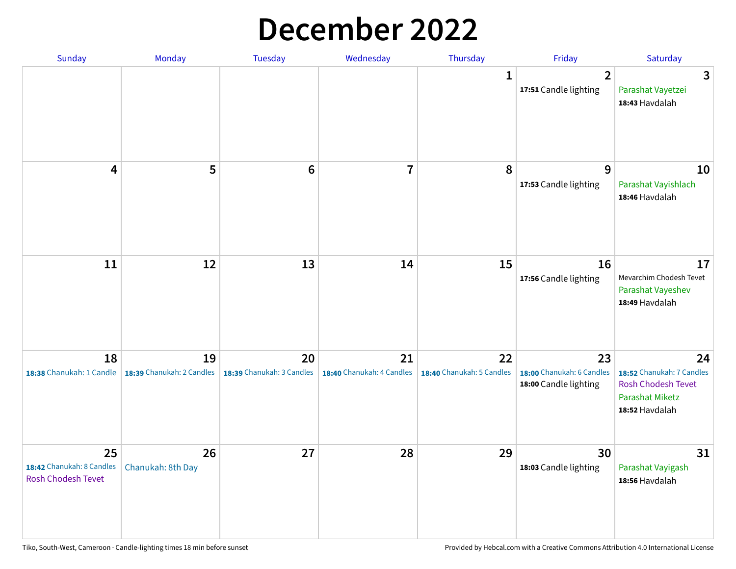# December 2022

| Sunday | Monday | Tuesday | Wednesday | Thursday | Friday | Saturday |
| --- | --- | --- | --- | --- | --- | --- |
| | | | | 1 | 2<br>**17:51** Candle lighting | 3<br>Parashat Vayetzei<br>**18:43** Havdalah |
| 4 | 5 | 6 | 7 | 8 | 9<br>**17:53** Candle lighting | 10<br>Parashat Vayishlach<br>**18:46** Havdalah |
| 11 | 12 | 13 | 14 | 15 | 16<br>**17:56** Candle lighting | 17<br>Mevarchim Chodesh Tevet<br>Parashat Vayeshev<br>**18:49** Havdalah |
| 18<br>**18:38** Chanukah: 1 Candle | 19<br>**18:39** Chanukah: 2 Candles | 20<br>**18:39** Chanukah: 3 Candles | 21<br>**18:40** Chanukah: 4 Candles | 22<br>**18:40** Chanukah: 5 Candles | 23<br>**18:00** Chanukah: 6 Candles<br>**18:00** Candle lighting | 24<br>**18:52** Chanukah: 7 Candles<br>Rosh Chodesh Tevet<br>Parashat Miketz<br>**18:52** Havdalah |
| 25<br>**18:42** Chanukah: 8 Candles<br>Rosh Chodesh Tevet | 26<br>Chanukah: 8th Day | 27 | 28 | 29 | 30<br>**18:03** Candle lighting | 31<br>Parashat Vayigash<br>**18:56** Havdalah |

Tiko, South-West, Cameroon · Candle-lighting times 18 min before sunset

Provided by Hebcal.com with a Creative Commons Attribution 4.0 International License